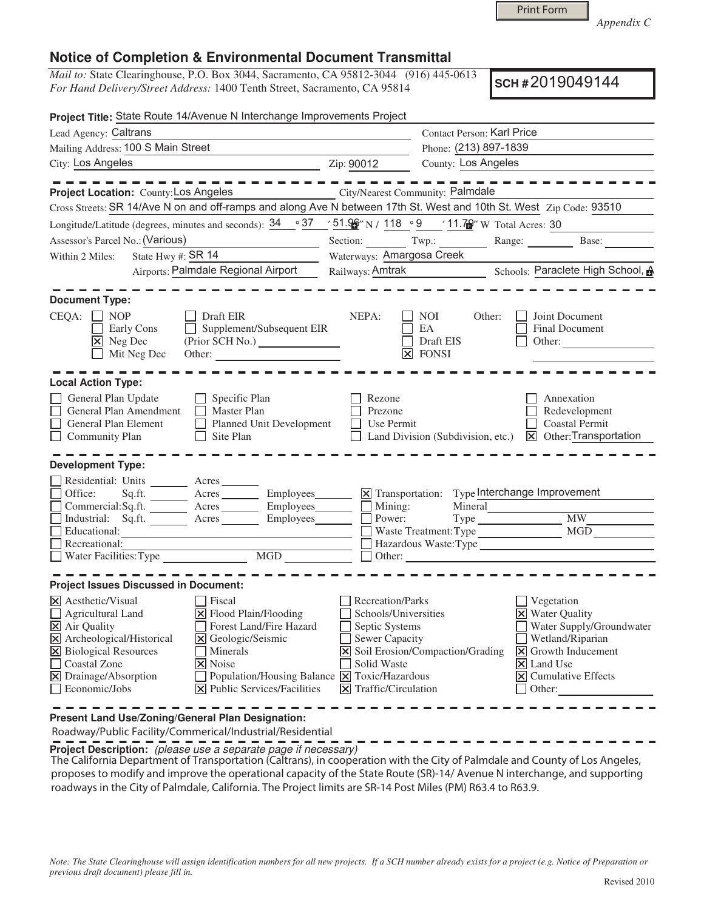*Appendix C*

# Notice of Completion & Environmental Document Transmittal

*Mail to:* State Clearinghouse, P.O. Box 3044, Sacramento, CA 95812-3044 (916) 445-0613
*For Hand Delivery/Street Address:* 1400 Tenth Street, Sacramento, CA 95814

**SCH #** 2019049144

**Project Title:** State Route 14/Avenue N Interchange Improvements Project

Lead Agency: Caltrans
Contact Person: Karl Price
Mailing Address: 100 S Main Street
Phone: (213) 897-1839
City: Los Angeles
Zip: 90012
County: Los Angeles

**Project Location:** County: Los Angeles
City/Nearest Community: Palmdale
Cross Streets: SR 14/Ave N on and off-ramps and along Ave N between 17th St. West and 10th St. West
Zip Code: 93510
Longitude/Latitude (degrees, minutes and seconds): 34 ° 37 ′ 51.96″ N / 118 ° 9 ′ 11.79″ W
Total Acres: 30
Assessor's Parcel No.: (Various)
Section: ______ Twp.: ______ Range: ______ Base: ______
Within 2 Miles: State Hwy #: SR 14
Waterways: Amargosa Creek
Airports: Palmdale Regional Airport
Railways: Amtrak
Schools: Paraclete High School, A

## Document Type:

CEQA:
- [ ] NOP
- [ ] Early Cons
- [x] Neg Dec
- [ ] Mit Neg Dec
- [ ] Draft EIR
- [ ] Supplement/Subsequent EIR (Prior SCH No.) ______
- Other: ______

NEPA:
- [ ] NOI
- [ ] EA
- [ ] Draft EIS
- [x] FONSI

Other:
- [ ] Joint Document
- [ ] Final Document
- [ ] Other: ______

## Local Action Type:

- [ ] General Plan Update
- [ ] General Plan Amendment
- [ ] General Plan Element
- [ ] Community Plan
- [ ] Specific Plan
- [ ] Master Plan
- [ ] Planned Unit Development
- [ ] Site Plan
- [ ] Rezone
- [ ] Prezone
- [ ] Use Permit
- [ ] Land Division (Subdivision, etc.)
- [ ] Annexation
- [ ] Redevelopment
- [ ] Coastal Permit
- [x] Other: Transportation

## Development Type:

- [ ] Residential: Units ______ Acres ______
- [ ] Office: Sq.ft. ______ Acres ______ Employees ______
- [ ] Commercial: Sq.ft. ______ Acres ______ Employees ______
- [ ] Industrial: Sq.ft. ______ Acres ______ Employees ______
- [ ] Educational: ______
- [ ] Recreational: ______
- [ ] Water Facilities: Type ______ MGD ______
- [x] Transportation: Type Interchange Improvement
- [ ] Mining: Mineral ______
- [ ] Power: Type ______ MW ______
- [ ] Waste Treatment: Type ______ MGD ______
- [ ] Hazardous Waste: Type ______
- [ ] Other: ______

## Project Issues Discussed in Document:

- [x] Aesthetic/Visual
- [ ] Agricultural Land
- [x] Air Quality
- [x] Archeological/Historical
- [x] Biological Resources
- [ ] Coastal Zone
- [x] Drainage/Absorption
- [ ] Economic/Jobs
- [ ] Fiscal
- [x] Flood Plain/Flooding
- [ ] Forest Land/Fire Hazard
- [x] Geologic/Seismic
- [ ] Minerals
- [x] Noise
- [ ] Population/Housing Balance
- [x] Public Services/Facilities
- [ ] Recreation/Parks
- [ ] Schools/Universities
- [ ] Septic Systems
- [ ] Sewer Capacity
- [x] Soil Erosion/Compaction/Grading
- [ ] Solid Waste
- [x] Toxic/Hazardous
- [x] Traffic/Circulation
- [ ] Vegetation
- [x] Water Quality
- [ ] Water Supply/Groundwater
- [ ] Wetland/Riparian
- [x] Growth Inducement
- [x] Land Use
- [x] Cumulative Effects
- [ ] Other: ______

**Present Land Use/Zoning/General Plan Designation:**

Roadway/Public Facility/Commerical/Industrial/Residential

**Project Description:** *(please use a separate page if necessary)*

The California Department of Transportation (Caltrans), in cooperation with the City of Palmdale and County of Los Angeles, proposes to modify and improve the operational capacity of the State Route (SR)-14/ Avenue N interchange, and supporting roadways in the City of Palmdale, California. The Project limits are SR-14 Post Miles (PM) R63.4 to R63.9.

*Note: The State Clearinghouse will assign identification numbers for all new projects. If a SCH number already exists for a project (e.g. Notice of Preparation or previous draft document) please fill in.*

Revised 2010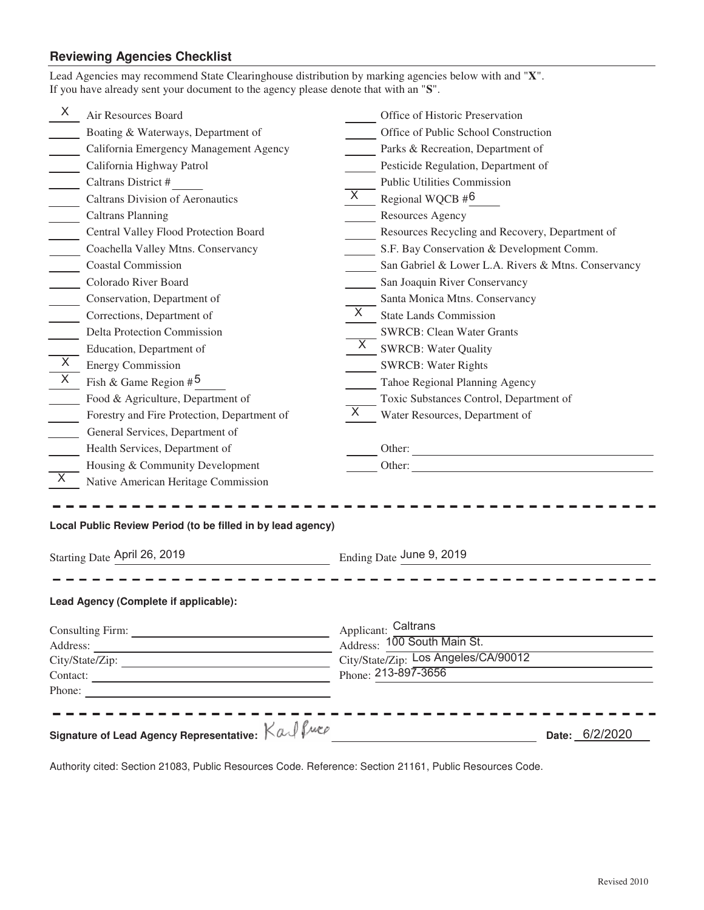## Reviewing Agencies Checklist

Lead Agencies may recommend State Clearinghouse distribution by marking agencies below with and "**X**".
If you have already sent your document to the agency please denote that with an "**S**".

| | | | |
|---|---|---|---|
| X | Air Resources Board | | Office of Historic Preservation |
| | Boating & Waterways, Department of | | Office of Public School Construction |
| | California Emergency Management Agency | | Parks & Recreation, Department of |
| | California Highway Patrol | | Pesticide Regulation, Department of |
| | Caltrans District # | | Public Utilities Commission |
| | Caltrans Division of Aeronautics | X | Regional WQCB # 6 |
| | Caltrans Planning | | Resources Agency |
| | Central Valley Flood Protection Board | | Resources Recycling and Recovery, Department of |
| | Coachella Valley Mtns. Conservancy | | S.F. Bay Conservation & Development Comm. |
| | Coastal Commission | | San Gabriel & Lower L.A. Rivers & Mtns. Conservancy |
| | Colorado River Board | | San Joaquin River Conservancy |
| | Conservation, Department of | | Santa Monica Mtns. Conservancy |
| | Corrections, Department of | X | State Lands Commission |
| | Delta Protection Commission | | SWRCB: Clean Water Grants |
| | Education, Department of | X | SWRCB: Water Quality |
| X | Energy Commission | | SWRCB: Water Rights |
| X | Fish & Game Region # 5 | | Tahoe Regional Planning Agency |
| | Food & Agriculture, Department of | | Toxic Substances Control, Department of |
| | Forestry and Fire Protection, Department of | X | Water Resources, Department of |
| | General Services, Department of | | |
| | Health Services, Department of | | Other: |
| | Housing & Community Development | | Other: |
| X | Native American Heritage Commission | | |

**Local Public Review Period (to be filled in by lead agency)**

Starting Date April 26, 2019 Ending Date June 9, 2019

**Lead Agency (Complete if applicable):**

Consulting Firm:
Address:
City/State/Zip:
Contact:
Phone:

Applicant: Caltrans
Address: 100 South Main St.
City/State/Zip: Los Angeles/CA/90012
Phone: 213-897-3656

**Signature of Lead Agency Representative:** Karl Price **Date:** 6/2/2020

Authority cited: Section 21083, Public Resources Code. Reference: Section 21161, Public Resources Code.

Revised 2010